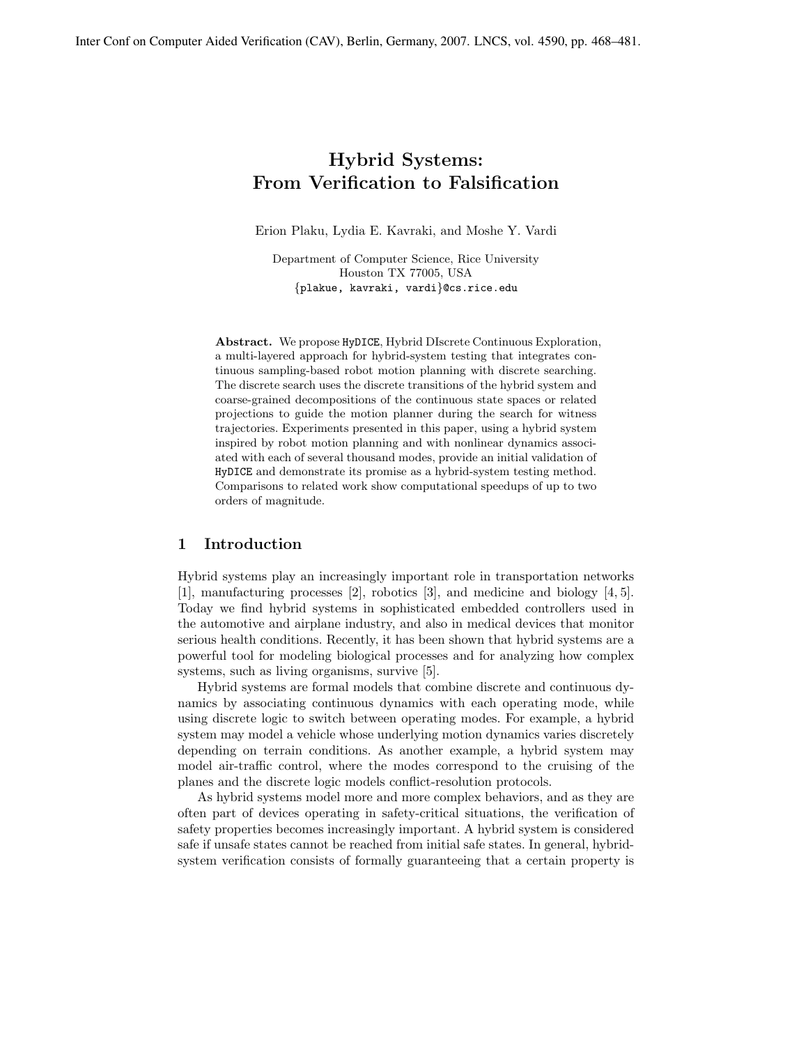Inter Conf on Computer Aided Verification (CAV), Berlin, Germany, 2007. LNCS, vol. 4590, pp. 468–481.

# Hybrid Systems: From Verification to Falsification

Erion Plaku, Lydia E. Kavraki, and Moshe Y. Vardi

Department of Computer Science, Rice University
Houston TX 77005, USA
{plakue, kavraki, vardi}@cs.rice.edu

**Abstract.** We propose HyDICE, Hybrid DIscrete Continuous Exploration, a multi-layered approach for hybrid-system testing that integrates continuous sampling-based robot motion planning with discrete searching. The discrete search uses the discrete transitions of the hybrid system and coarse-grained decompositions of the continuous state spaces or related projections to guide the motion planner during the search for witness trajectories. Experiments presented in this paper, using a hybrid system inspired by robot motion planning and with nonlinear dynamics associated with each of several thousand modes, provide an initial validation of HyDICE and demonstrate its promise as a hybrid-system testing method. Comparisons to related work show computational speedups of up to two orders of magnitude.

## 1 Introduction

Hybrid systems play an increasingly important role in transportation networks [1], manufacturing processes [2], robotics [3], and medicine and biology [4, 5]. Today we find hybrid systems in sophisticated embedded controllers used in the automotive and airplane industry, and also in medical devices that monitor serious health conditions. Recently, it has been shown that hybrid systems are a powerful tool for modeling biological processes and for analyzing how complex systems, such as living organisms, survive [5].

Hybrid systems are formal models that combine discrete and continuous dynamics by associating continuous dynamics with each operating mode, while using discrete logic to switch between operating modes. For example, a hybrid system may model a vehicle whose underlying motion dynamics varies discretely depending on terrain conditions. As another example, a hybrid system may model air-traffic control, where the modes correspond to the cruising of the planes and the discrete logic models conflict-resolution protocols.

As hybrid systems model more and more complex behaviors, and as they are often part of devices operating in safety-critical situations, the verification of safety properties becomes increasingly important. A hybrid system is considered safe if unsafe states cannot be reached from initial safe states. In general, hybrid-system verification consists of formally guaranteeing that a certain property is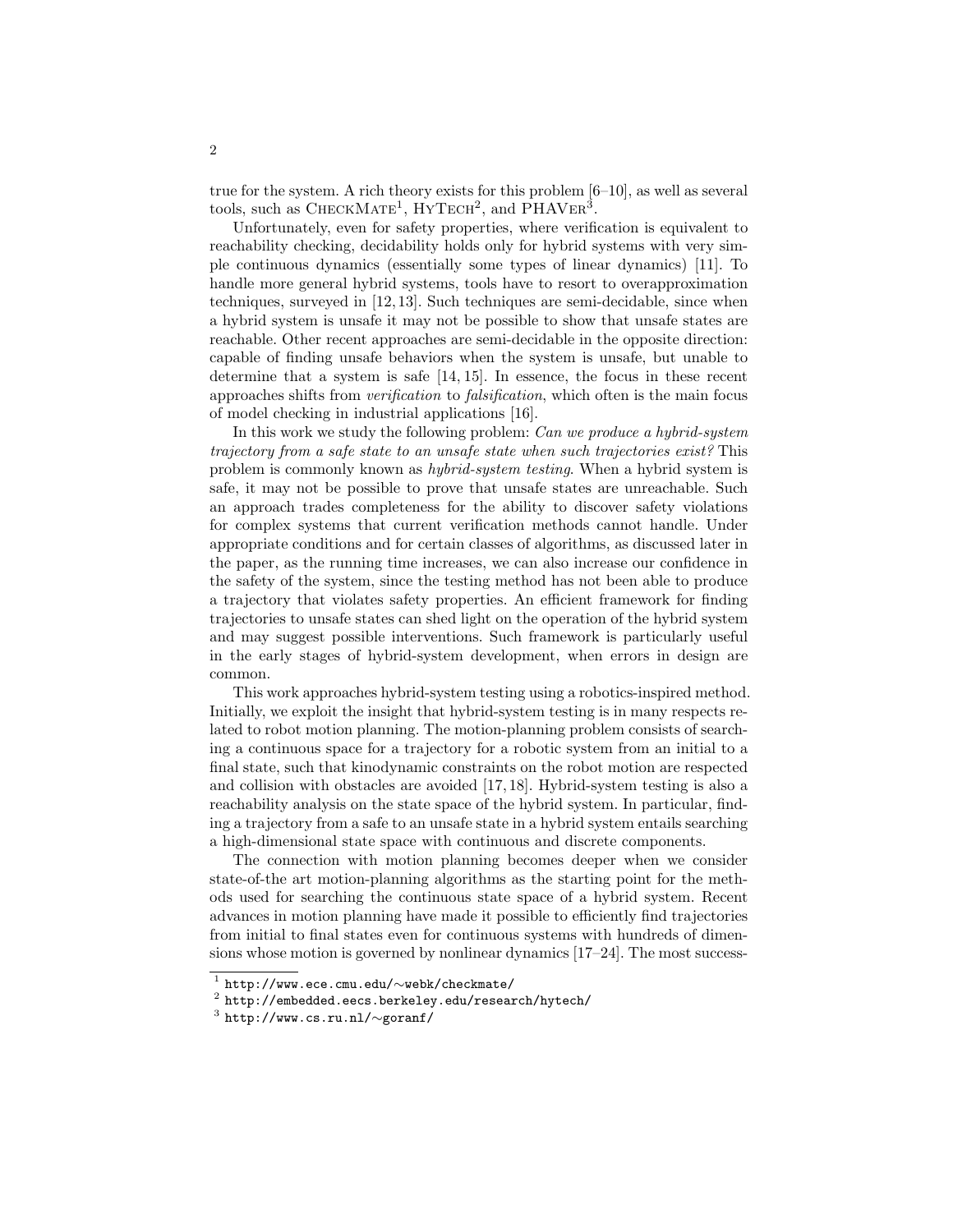true for the system. A rich theory exists for this problem [6–10], as well as several tools, such as CheckMate[1], HyTech[2], and PHAVer[3].

Unfortunately, even for safety properties, where verification is equivalent to reachability checking, decidability holds only for hybrid systems with very simple continuous dynamics (essentially some types of linear dynamics) [11]. To handle more general hybrid systems, tools have to resort to overapproximation techniques, surveyed in [12, 13]. Such techniques are semi-decidable, since when a hybrid system is unsafe it may not be possible to show that unsafe states are reachable. Other recent approaches are semi-decidable in the opposite direction: capable of finding unsafe behaviors when the system is unsafe, but unable to determine that a system is safe [14, 15]. In essence, the focus in these recent approaches shifts from *verification* to *falsification*, which often is the main focus of model checking in industrial applications [16].

In this work we study the following problem: *Can we produce a hybrid-system trajectory from a safe state to an unsafe state when such trajectories exist?* This problem is commonly known as *hybrid-system testing*. When a hybrid system is safe, it may not be possible to prove that unsafe states are unreachable. Such an approach trades completeness for the ability to discover safety violations for complex systems that current verification methods cannot handle. Under appropriate conditions and for certain classes of algorithms, as discussed later in the paper, as the running time increases, we can also increase our confidence in the safety of the system, since the testing method has not been able to produce a trajectory that violates safety properties. An efficient framework for finding trajectories to unsafe states can shed light on the operation of the hybrid system and may suggest possible interventions. Such framework is particularly useful in the early stages of hybrid-system development, when errors in design are common.

This work approaches hybrid-system testing using a robotics-inspired method. Initially, we exploit the insight that hybrid-system testing is in many respects related to robot motion planning. The motion-planning problem consists of searching a continuous space for a trajectory for a robotic system from an initial to a final state, such that kinodynamic constraints on the robot motion are respected and collision with obstacles are avoided [17, 18]. Hybrid-system testing is also a reachability analysis on the state space of the hybrid system. In particular, finding a trajectory from a safe to an unsafe state in a hybrid system entails searching a high-dimensional state space with continuous and discrete components.

The connection with motion planning becomes deeper when we consider state-of-the art motion-planning algorithms as the starting point for the methods used for searching the continuous state space of a hybrid system. Recent advances in motion planning have made it possible to efficiently find trajectories from initial to final states even for continuous systems with hundreds of dimensions whose motion is governed by nonlinear dynamics [17–24]. The most success-

[1] http://www.ece.cmu.edu/∼webk/checkmate/

[2] http://embedded.eecs.berkeley.edu/research/hytech/

[3] http://www.cs.ru.nl/∼goranf/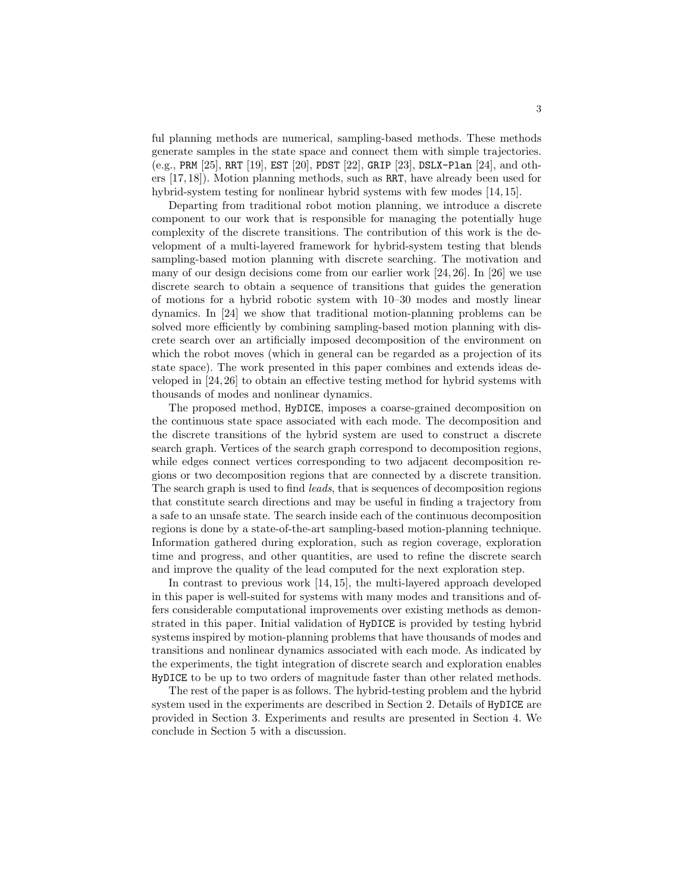ful planning methods are numerical, sampling-based methods. These methods generate samples in the state space and connect them with simple trajectories. (e.g., PRM [25], RRT [19], EST [20], PDST [22], GRIP [23], DSLX-Plan [24], and others [17, 18]). Motion planning methods, such as RRT, have already been used for hybrid-system testing for nonlinear hybrid systems with few modes [14, 15].

Departing from traditional robot motion planning, we introduce a discrete component to our work that is responsible for managing the potentially huge complexity of the discrete transitions. The contribution of this work is the development of a multi-layered framework for hybrid-system testing that blends sampling-based motion planning with discrete searching. The motivation and many of our design decisions come from our earlier work [24, 26]. In [26] we use discrete search to obtain a sequence of transitions that guides the generation of motions for a hybrid robotic system with 10–30 modes and mostly linear dynamics. In [24] we show that traditional motion-planning problems can be solved more efficiently by combining sampling-based motion planning with discrete search over an artificially imposed decomposition of the environment on which the robot moves (which in general can be regarded as a projection of its state space). The work presented in this paper combines and extends ideas developed in [24, 26] to obtain an effective testing method for hybrid systems with thousands of modes and nonlinear dynamics.

The proposed method, HyDICE, imposes a coarse-grained decomposition on the continuous state space associated with each mode. The decomposition and the discrete transitions of the hybrid system are used to construct a discrete search graph. Vertices of the search graph correspond to decomposition regions, while edges connect vertices corresponding to two adjacent decomposition regions or two decomposition regions that are connected by a discrete transition. The search graph is used to find *leads*, that is sequences of decomposition regions that constitute search directions and may be useful in finding a trajectory from a safe to an unsafe state. The search inside each of the continuous decomposition regions is done by a state-of-the-art sampling-based motion-planning technique. Information gathered during exploration, such as region coverage, exploration time and progress, and other quantities, are used to refine the discrete search and improve the quality of the lead computed for the next exploration step.

In contrast to previous work [14, 15], the multi-layered approach developed in this paper is well-suited for systems with many modes and transitions and offers considerable computational improvements over existing methods as demonstrated in this paper. Initial validation of HyDICE is provided by testing hybrid systems inspired by motion-planning problems that have thousands of modes and transitions and nonlinear dynamics associated with each mode. As indicated by the experiments, the tight integration of discrete search and exploration enables HyDICE to be up to two orders of magnitude faster than other related methods.

The rest of the paper is as follows. The hybrid-testing problem and the hybrid system used in the experiments are described in Section 2. Details of HyDICE are provided in Section 3. Experiments and results are presented in Section 4. We conclude in Section 5 with a discussion.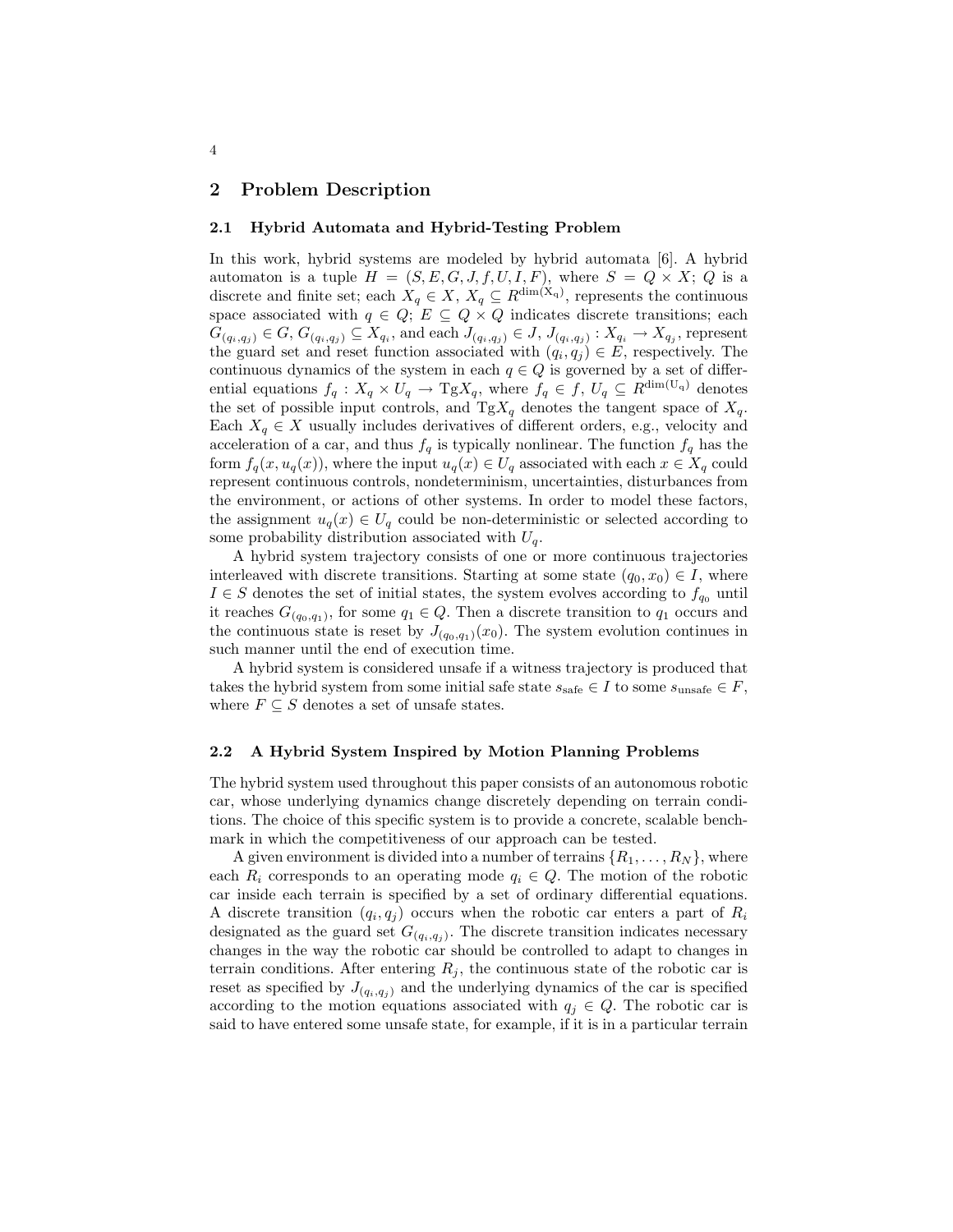## 2 Problem Description

### 2.1 Hybrid Automata and Hybrid-Testing Problem

In this work, hybrid systems are modeled by hybrid automata [6]. A hybrid automaton is a tuple $H = (S, E, G, J, f, U, I, F)$, where $S = Q \times X$; $Q$ is a discrete and finite set; each $X_q \in X$, $X_q \subseteq R^{\dim(X_q)}$, represents the continuous space associated with $q \in Q$; $E \subseteq Q \times Q$ indicates discrete transitions; each $G_{(q_i,q_j)} \in G$, $G_{(q_i,q_j)} \subseteq X_{q_i}$, and each $J_{(q_i,q_j)} \in J$, $J_{(q_i,q_j)} : X_{q_i} \to X_{q_j}$, represent the guard set and reset function associated with $(q_i, q_j) \in E$, respectively. The continuous dynamics of the system in each $q \in Q$ is governed by a set of differential equations $f_q : X_q \times U_q \to \text{Tg}X_q$, where $f_q \in f$, $U_q \subseteq R^{\dim(U_q)}$ denotes the set of possible input controls, and $\text{Tg}X_q$ denotes the tangent space of $X_q$. Each $X_q \in X$ usually includes derivatives of different orders, e.g., velocity and acceleration of a car, and thus $f_q$ is typically nonlinear. The function $f_q$ has the form $f_q(x, u_q(x))$, where the input $u_q(x) \in U_q$ associated with each $x \in X_q$ could represent continuous controls, nondeterminism, uncertainties, disturbances from the environment, or actions of other systems. In order to model these factors, the assignment $u_q(x) \in U_q$ could be non-deterministic or selected according to some probability distribution associated with $U_q$.

A hybrid system trajectory consists of one or more continuous trajectories interleaved with discrete transitions. Starting at some state $(q_0, x_0) \in I$, where $I \in S$ denotes the set of initial states, the system evolves according to $f_{q_0}$ until it reaches $G_{(q_0,q_1)}$, for some $q_1 \in Q$. Then a discrete transition to $q_1$ occurs and the continuous state is reset by $J_{(q_0,q_1)}(x_0)$. The system evolution continues in such manner until the end of execution time.

A hybrid system is considered unsafe if a witness trajectory is produced that takes the hybrid system from some initial safe state $s_{\text{safe}} \in I$ to some $s_{\text{unsafe}} \in F$, where $F \subseteq S$ denotes a set of unsafe states.

### 2.2 A Hybrid System Inspired by Motion Planning Problems

The hybrid system used throughout this paper consists of an autonomous robotic car, whose underlying dynamics change discretely depending on terrain conditions. The choice of this specific system is to provide a concrete, scalable benchmark in which the competitiveness of our approach can be tested.

A given environment is divided into a number of terrains $\{R_1, \ldots, R_N\}$, where each $R_i$ corresponds to an operating mode $q_i \in Q$. The motion of the robotic car inside each terrain is specified by a set of ordinary differential equations. A discrete transition $(q_i, q_j)$ occurs when the robotic car enters a part of $R_i$ designated as the guard set $G_{(q_i,q_j)}$. The discrete transition indicates necessary changes in the way the robotic car should be controlled to adapt to changes in terrain conditions. After entering $R_j$, the continuous state of the robotic car is reset as specified by $J_{(q_i,q_j)}$ and the underlying dynamics of the car is specified according to the motion equations associated with $q_j \in Q$. The robotic car is said to have entered some unsafe state, for example, if it is in a particular terrain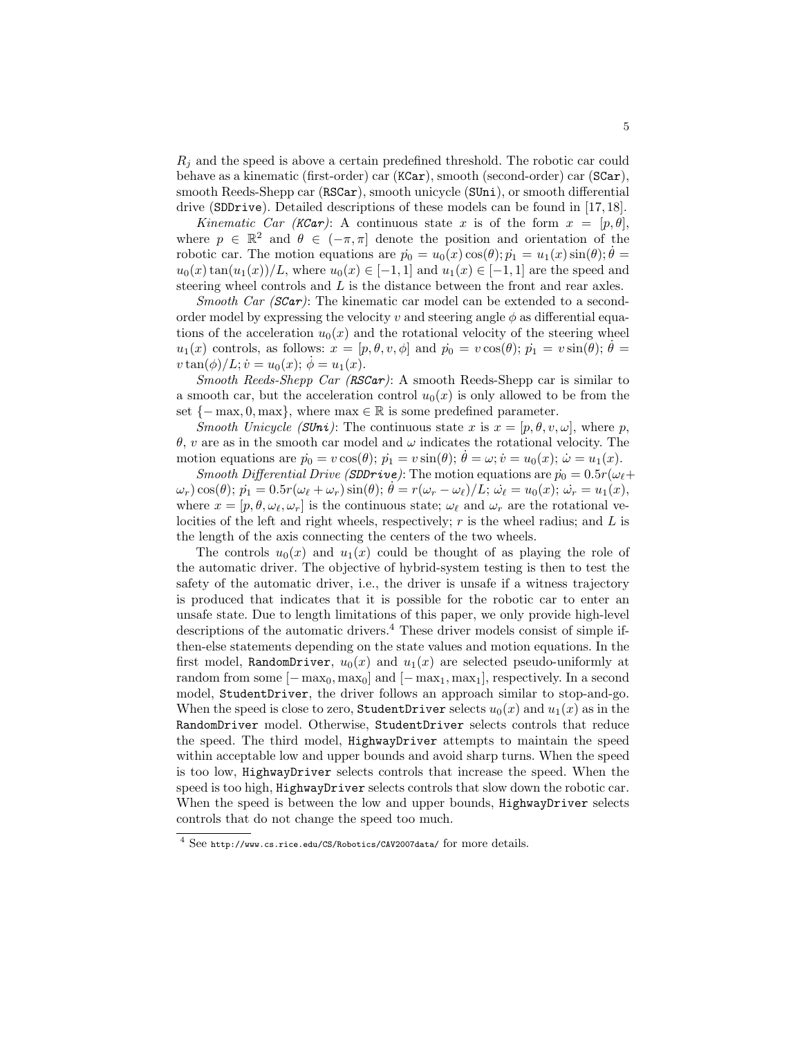$R_j$ and the speed is above a certain predefined threshold. The robotic car could behave as a kinematic (first-order) car (KCar), smooth (second-order) car (SCar), smooth Reeds-Shepp car (RSCar), smooth unicycle (SUni), or smooth differential drive (SDDrive). Detailed descriptions of these models can be found in [17, 18].

*Kinematic Car (KCar)*: A continuous state $x$ is of the form $x = [p, \theta]$, where $p \in \mathbb{R}^2$ and $\theta \in (-\pi, \pi]$ denote the position and orientation of the robotic car. The motion equations are $\dot{p_0} = u_0(x)\cos(\theta); \dot{p_1} = u_1(x)\sin(\theta); \dot{\theta} = u_0(x)\tan(u_1(x))/L$, where $u_0(x) \in [-1, 1]$ and $u_1(x) \in [-1, 1]$ are the speed and steering wheel controls and $L$ is the distance between the front and rear axles.

*Smooth Car (SCar)*: The kinematic car model can be extended to a second-order model by expressing the velocity $v$ and steering angle $\phi$ as differential equations of the acceleration $u_0(x)$ and the rotational velocity of the steering wheel $u_1(x)$ controls, as follows: $x = [p, \theta, v, \phi]$ and $\dot{p_0} = v\cos(\theta)$; $\dot{p_1} = v\sin(\theta)$; $\dot{\theta} = v\tan(\phi)/L$; $\dot{v} = u_0(x)$; $\dot{\phi} = u_1(x)$.

*Smooth Reeds-Shepp Car (RSCar)*: A smooth Reeds-Shepp car is similar to a smooth car, but the acceleration control $u_0(x)$ is only allowed to be from the set $\{-\max, 0, \max\}$, where $\max \in \mathbb{R}$ is some predefined parameter.

*Smooth Unicycle (SUni)*: The continuous state $x$ is $x = [p, \theta, v, \omega]$, where $p$, $\theta$, $v$ are as in the smooth car model and $\omega$ indicates the rotational velocity. The motion equations are $\dot{p_0} = v\cos(\theta)$; $\dot{p_1} = v\sin(\theta)$; $\dot{\theta} = \omega$; $\dot{v} = u_0(x)$; $\dot{\omega} = u_1(x)$.

*Smooth Differential Drive (SDDrive)*: The motion equations are $\dot{p_0} = 0.5r(\omega_\ell + \omega_r)\cos(\theta)$; $\dot{p_1} = 0.5r(\omega_\ell + \omega_r)\sin(\theta)$; $\dot{\theta} = r(\omega_r - \omega_\ell)/L$; $\dot{\omega_\ell} = u_0(x)$; $\dot{\omega_r} = u_1(x)$, where $x = [p, \theta, \omega_\ell, \omega_r]$ is the continuous state; $\omega_\ell$ and $\omega_r$ are the rotational velocities of the left and right wheels, respectively; $r$ is the wheel radius; and $L$ is the length of the axis connecting the centers of the two wheels.

The controls $u_0(x)$ and $u_1(x)$ could be thought of as playing the role of the automatic driver. The objective of hybrid-system testing is then to test the safety of the automatic driver, i.e., the driver is unsafe if a witness trajectory is produced that indicates that it is possible for the robotic car to enter an unsafe state. Due to length limitations of this paper, we only provide high-level descriptions of the automatic drivers.[4] These driver models consist of simple if-then-else statements depending on the state values and motion equations. In the first model, RandomDriver, $u_0(x)$ and $u_1(x)$ are selected pseudo-uniformly at random from some $[-\max_0, \max_0]$ and $[-\max_1, \max_1]$, respectively. In a second model, StudentDriver, the driver follows an approach similar to stop-and-go. When the speed is close to zero, StudentDriver selects $u_0(x)$ and $u_1(x)$ as in the RandomDriver model. Otherwise, StudentDriver selects controls that reduce the speed. The third model, HighwayDriver attempts to maintain the speed within acceptable low and upper bounds and avoid sharp turns. When the speed is too low, HighwayDriver selects controls that increase the speed. When the speed is too high, HighwayDriver selects controls that slow down the robotic car. When the speed is between the low and upper bounds, HighwayDriver selects controls that do not change the speed too much.

[4] See http://www.cs.rice.edu/CS/Robotics/CAV2007data/ for more details.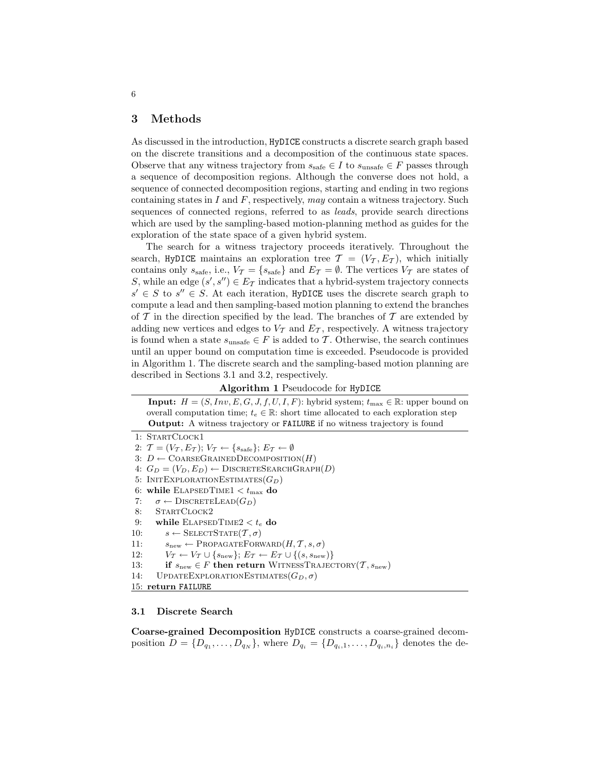## 3 Methods

As discussed in the introduction, `HyDICE` constructs a discrete search graph based on the discrete transitions and a decomposition of the continuous state spaces. Observe that any witness trajectory from $s_{\text{safe}} \in I$ to $s_{\text{unsafe}} \in F$ passes through a sequence of decomposition regions. Although the converse does not hold, a sequence of connected decomposition regions, starting and ending in two regions containing states in $I$ and $F$, respectively, *may* contain a witness trajectory. Such sequences of connected regions, referred to as *leads*, provide search directions which are used by the sampling-based motion-planning method as guides for the exploration of the state space of a given hybrid system.

The search for a witness trajectory proceeds iteratively. Throughout the search, `HyDICE` maintains an exploration tree $\mathcal{T} = (V_{\mathcal{T}}, E_{\mathcal{T}})$, which initially contains only $s_{\text{safe}}$, i.e., $V_{\mathcal{T}} = \{s_{\text{safe}}\}$ and $E_{\mathcal{T}} = \emptyset$. The vertices $V_{\mathcal{T}}$ are states of $S$, while an edge $(s', s'') \in E_{\mathcal{T}}$ indicates that a hybrid-system trajectory connects $s' \in S$ to $s'' \in S$. At each iteration, `HyDICE` uses the discrete search graph to compute a lead and then sampling-based motion planning to extend the branches of $\mathcal{T}$ in the direction specified by the lead. The branches of $\mathcal{T}$ are extended by adding new vertices and edges to $V_{\mathcal{T}}$ and $E_{\mathcal{T}}$, respectively. A witness trajectory is found when a state $s_{\text{unsafe}} \in F$ is added to $\mathcal{T}$. Otherwise, the search continues until an upper bound on computation time is exceeded. Pseudocode is provided in Algorithm 1. The discrete search and the sampling-based motion planning are described in Sections 3.1 and 3.2, respectively.

**Algorithm 1** Pseudocode for `HyDICE`

**Input:** $H = (S, Inv, E, G, J, f, U, I, F)$: hybrid system; $t_{\max} \in \mathbb{R}$: upper bound on overall computation time; $t_e \in \mathbb{R}$: short time allocated to each exploration step
**Output:** A witness trajectory or `FAILURE` if no witness trajectory is found

```
1: StartClock1
2: T = (V_T, E_T); V_T ← {s_safe}; E_T ← ∅
3: D ← CoarseGrainedDecomposition(H)
4: G_D = (V_D, E_D) ← DiscreteSearchGraph(D)
5: InitExplorationEstimates(G_D)
6: while ElapsedTime1 < t_max do
7:    σ ← DiscreteLead(G_D)
8:    StartClock2
9:    while ElapsedTime2 < t_e do
10:      s ← SelectState(T, σ)
11:      s_new ← PropagateForward(H, T, s, σ)
12:      V_T ← V_T ∪ {s_new}; E_T ← E_T ∪ {(s, s_new)}
13:      if s_new ∈ F then return WitnessTrajectory(T, s_new)
14:   UpdateExplorationEstimates(G_D, σ)
15: return FAILURE
```

### 3.1 Discrete Search

**Coarse-grained Decomposition** `HyDICE` constructs a coarse-grained decomposition $D = \{D_{q_1}, \ldots, D_{q_N}\}$, where $D_{q_i} = \{D_{q_i,1}, \ldots, D_{q_i,n_i}\}$ denotes the de-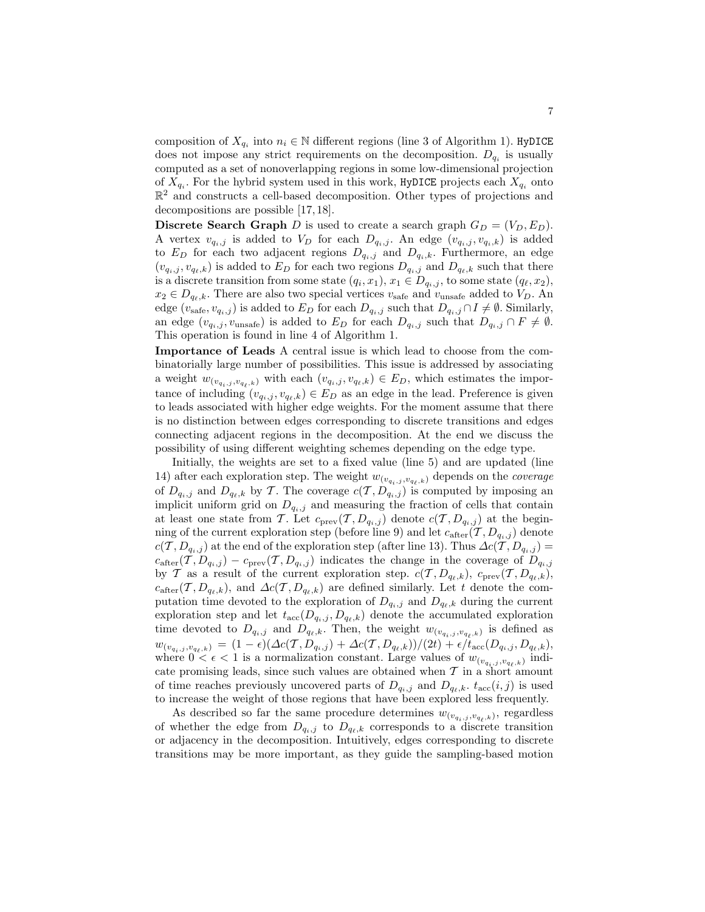composition of $X_{q_i}$ into $n_i \in \mathbb{N}$ different regions (line 3 of Algorithm 1). `HyDICE` does not impose any strict requirements on the decomposition. $D_{q_i}$ is usually computed as a set of nonoverlapping regions in some low-dimensional projection of $X_{q_i}$. For the hybrid system used in this work, `HyDICE` projects each $X_{q_i}$ onto $\mathbb{R}^2$ and constructs a cell-based decomposition. Other types of projections and decompositions are possible [17, 18].

**Discrete Search Graph** $D$ is used to create a search graph $G_D = (V_D, E_D)$. A vertex $v_{q_i,j}$ is added to $V_D$ for each $D_{q_i,j}$. An edge $(v_{q_i,j}, v_{q_i,k})$ is added to $E_D$ for each two adjacent regions $D_{q_i,j}$ and $D_{q_i,k}$. Furthermore, an edge $(v_{q_i,j}, v_{q_\ell,k})$ is added to $E_D$ for each two regions $D_{q_i,j}$ and $D_{q_\ell,k}$ such that there is a discrete transition from some state $(q_i, x_1)$, $x_1 \in D_{q_i,j}$, to some state $(q_\ell, x_2)$, $x_2 \in D_{q_\ell,k}$. There are also two special vertices $v_{\text{safe}}$ and $v_{\text{unsafe}}$ added to $V_D$. An edge $(v_{\text{safe}}, v_{q_i,j})$ is added to $E_D$ for each $D_{q_i,j}$ such that $D_{q_i,j} \cap I \neq \emptyset$. Similarly, an edge $(v_{q_i,j}, v_{\text{unsafe}})$ is added to $E_D$ for each $D_{q_i,j}$ such that $D_{q_i,j} \cap F \neq \emptyset$. This operation is found in line 4 of Algorithm 1.

**Importance of Leads** A central issue is which lead to choose from the combinatorially large number of possibilities. This issue is addressed by associating a weight $w_{(v_{q_i,j}, v_{q_\ell,k})}$ with each $(v_{q_i,j}, v_{q_\ell,k}) \in E_D$, which estimates the importance of including $(v_{q_i,j}, v_{q_\ell,k}) \in E_D$ as an edge in the lead. Preference is given to leads associated with higher edge weights. For the moment assume that there is no distinction between edges corresponding to discrete transitions and edges connecting adjacent regions in the decomposition. At the end we discuss the possibility of using different weighting schemes depending on the edge type.

Initially, the weights are set to a fixed value (line 5) and are updated (line 14) after each exploration step. The weight $w_{(v_{q_i,j}, v_{q_\ell,k})}$ depends on the *coverage* of $D_{q_i,j}$ and $D_{q_\ell,k}$ by $\mathcal{T}$. The coverage $c(\mathcal{T}, D_{q_i,j})$ is computed by imposing an implicit uniform grid on $D_{q_i,j}$ and measuring the fraction of cells that contain at least one state from $\mathcal{T}$. Let $c_{\text{prev}}(\mathcal{T}, D_{q_i,j})$ denote $c(\mathcal{T}, D_{q_i,j})$ at the beginning of the current exploration step (before line 9) and let $c_{\text{after}}(\mathcal{T}, D_{q_i,j})$ denote $c(\mathcal{T}, D_{q_i,j})$ at the end of the exploration step (after line 13). Thus $\Delta c(\mathcal{T}, D_{q_i,j}) = c_{\text{after}}(\mathcal{T}, D_{q_i,j}) - c_{\text{prev}}(\mathcal{T}, D_{q_i,j})$ indicates the change in the coverage of $D_{q_i,j}$ by $\mathcal{T}$ as a result of the current exploration step. $c(\mathcal{T}, D_{q_\ell,k})$, $c_{\text{prev}}(\mathcal{T}, D_{q_\ell,k})$, $c_{\text{after}}(\mathcal{T}, D_{q_\ell,k})$, and $\Delta c(\mathcal{T}, D_{q_\ell,k})$ are defined similarly. Let $t$ denote the computation time devoted to the exploration of $D_{q_i,j}$ and $D_{q_\ell,k}$ during the current exploration step and let $t_{\text{acc}}(D_{q_i,j}, D_{q_\ell,k})$ denote the accumulated exploration time devoted to $D_{q_i,j}$ and $D_{q_\ell,k}$. Then, the weight $w_{(v_{q_i,j}, v_{q_\ell,k})}$ is defined as $w_{(v_{q_i,j}, v_{q_\ell,k})} = (1 - \epsilon)(\Delta c(\mathcal{T}, D_{q_i,j}) + \Delta c(\mathcal{T}, D_{q_\ell,k}))/(2t) + \epsilon / t_{\text{acc}}(D_{q_i,j}, D_{q_\ell,k})$, where $0 < \epsilon < 1$ is a normalization constant. Large values of $w_{(v_{q_i,j}, v_{q_\ell,k})}$ indicate promising leads, since such values are obtained when $\mathcal{T}$ in a short amount of time reaches previously uncovered parts of $D_{q_i,j}$ and $D_{q_\ell,k}$. $t_{\text{acc}}(i, j)$ is used to increase the weight of those regions that have been explored less frequently.

As described so far the same procedure determines $w_{(v_{q_i,j}, v_{q_\ell,k})}$, regardless of whether the edge from $D_{q_i,j}$ to $D_{q_\ell,k}$ corresponds to a discrete transition or adjacency in the decomposition. Intuitively, edges corresponding to discrete transitions may be more important, as they guide the sampling-based motion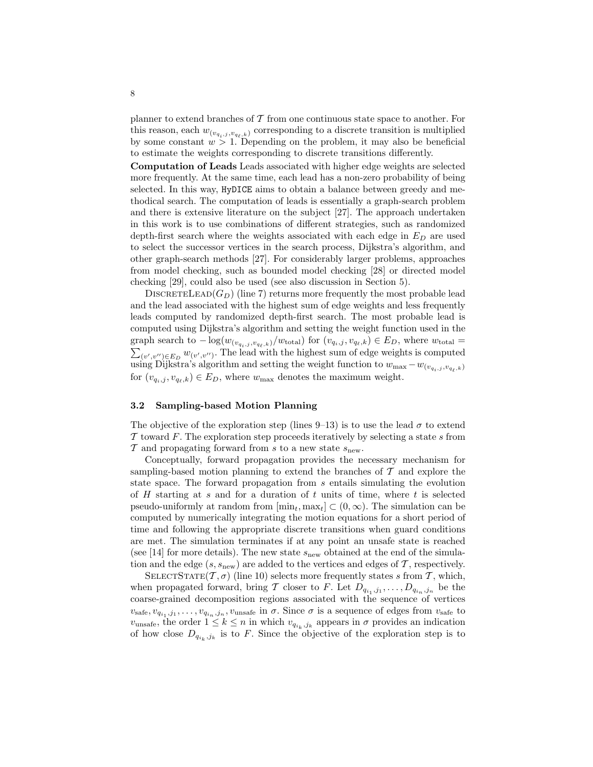planner to extend branches of $\mathcal{T}$ from one continuous state space to another. For this reason, each $w_{(v_{q_i,j}, v_{q_\ell,k})}$ corresponding to a discrete transition is multiplied by some constant $w > 1$. Depending on the problem, it may also be beneficial to estimate the weights corresponding to discrete transitions differently.

**Computation of Leads** Leads associated with higher edge weights are selected more frequently. At the same time, each lead has a non-zero probability of being selected. In this way, `HyDICE` aims to obtain a balance between greedy and methodical search. The computation of leads is essentially a graph-search problem and there is extensive literature on the subject [27]. The approach undertaken in this work is to use combinations of different strategies, such as randomized depth-first search where the weights associated with each edge in $E_D$ are used to select the successor vertices in the search process, Dijkstra's algorithm, and other graph-search methods [27]. For considerably larger problems, approaches from model checking, such as bounded model checking [28] or directed model checking [29], could also be used (see also discussion in Section 5).

DiscreteLead($G_D$) (line 7) returns more frequently the most probable lead and the lead associated with the highest sum of edge weights and less frequently leads computed by randomized depth-first search. The most probable lead is computed using Dijkstra's algorithm and setting the weight function used in the graph search to $-\log(w_{(v_{q_i,j}, v_{q_\ell,k})}/w_{\text{total}})$ for $(v_{q_i,j}, v_{q_\ell,k}) \in E_D$, where $w_{\text{total}} = \sum_{(v',v'') \in E_D} w_{(v',v'')}$. The lead with the highest sum of edge weights is computed using Dijkstra's algorithm and setting the weight function to $w_{\max} - w_{(v_{q_i,j}, v_{q_\ell,k})}$ for $(v_{q_i,j}, v_{q_\ell,k}) \in E_D$, where $w_{\max}$ denotes the maximum weight.

### 3.2 Sampling-based Motion Planning

The objective of the exploration step (lines 9–13) is to use the lead $\sigma$ to extend $\mathcal{T}$ toward $F$. The exploration step proceeds iteratively by selecting a state $s$ from $\mathcal{T}$ and propagating forward from $s$ to a new state $s_{\text{new}}$.

Conceptually, forward propagation provides the necessary mechanism for sampling-based motion planning to extend the branches of $\mathcal{T}$ and explore the state space. The forward propagation from $s$ entails simulating the evolution of $H$ starting at $s$ and for a duration of $t$ units of time, where $t$ is selected pseudo-uniformly at random from $[\min_t, \max_t] \subset (0, \infty)$. The simulation can be computed by numerically integrating the motion equations for a short period of time and following the appropriate discrete transitions when guard conditions are met. The simulation terminates if at any point an unsafe state is reached (see [14] for more details). The new state $s_{\text{new}}$ obtained at the end of the simulation and the edge $(s, s_{\text{new}})$ are added to the vertices and edges of $\mathcal{T}$, respectively.

SelectState($\mathcal{T}, \sigma$) (line 10) selects more frequently states $s$ from $\mathcal{T}$, which, when propagated forward, bring $\mathcal{T}$ closer to $F$. Let $D_{q_{i_1},j_1}, \ldots, D_{q_{i_n},j_n}$ be the coarse-grained decomposition regions associated with the sequence of vertices $v_{\text{safe}}, v_{q_{i_1},j_1}, \ldots, v_{q_{i_n},j_n}, v_{\text{unsafe}}$ in $\sigma$. Since $\sigma$ is a sequence of edges from $v_{\text{safe}}$ to $v_{\text{unsafe}}$, the order $1 \leq k \leq n$ in which $v_{q_{i_k},j_k}$ appears in $\sigma$ provides an indication of how close $D_{q_{i_k},j_k}$ is to $F$. Since the objective of the exploration step is to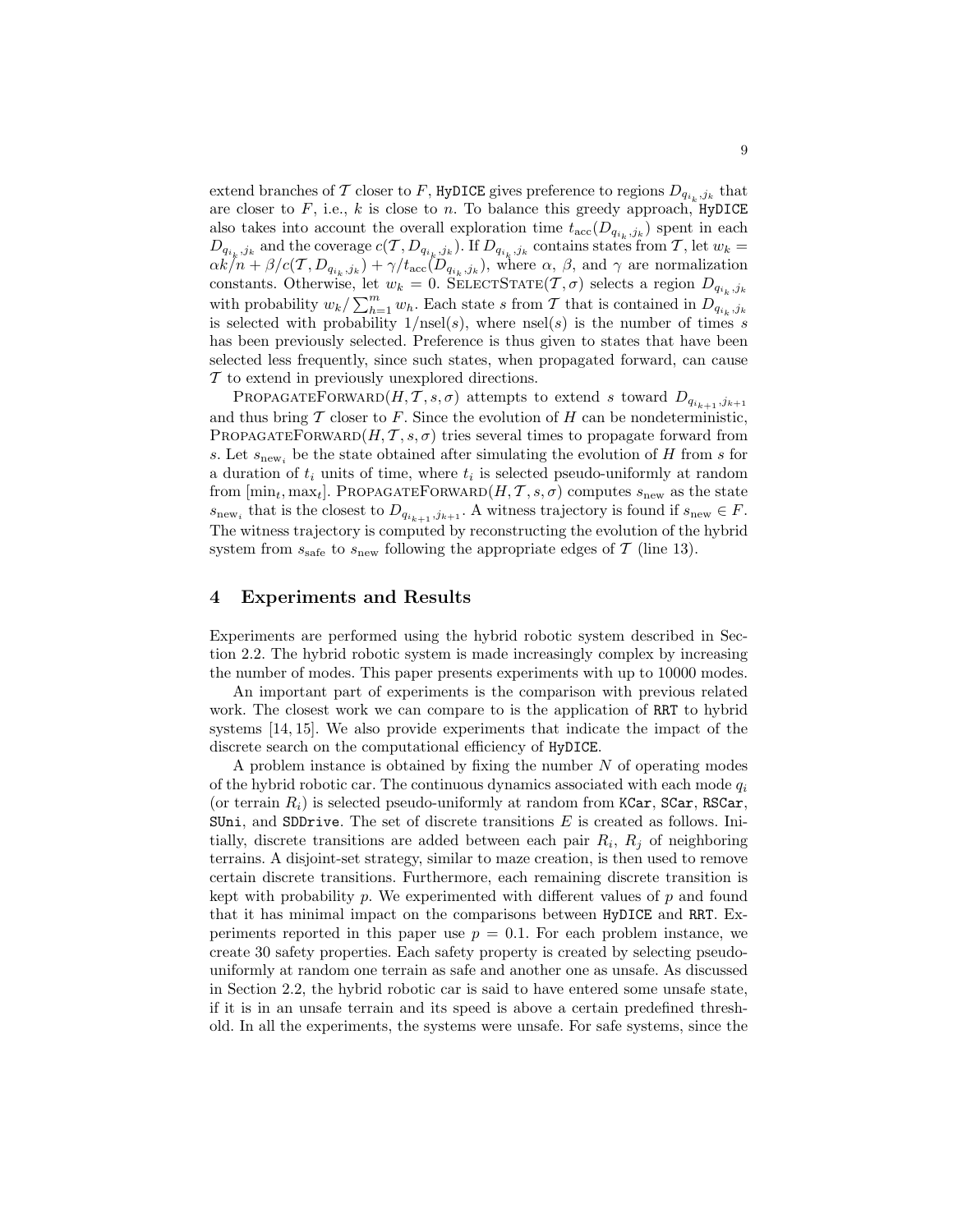extend branches of $\mathcal{T}$ closer to $F$, `HyDICE` gives preference to regions $D_{q_{i_k},j_k}$ that are closer to $F$, i.e., $k$ is close to $n$. To balance this greedy approach, `HyDICE` also takes into account the overall exploration time $t_{\text{acc}}(D_{q_{i_k},j_k})$ spent in each $D_{q_{i_k},j_k}$ and the coverage $c(\mathcal{T}, D_{q_{i_k},j_k})$. If $D_{q_{i_k},j_k}$ contains states from $\mathcal{T}$, let $w_k = \alpha k/n + \beta/c(\mathcal{T}, D_{q_{i_k},j_k}) + \gamma/t_{\text{acc}}(D_{q_{i_k},j_k})$, where $\alpha$, $\beta$, and $\gamma$ are normalization constants. Otherwise, let $w_k = 0$. SelectState($\mathcal{T}, \sigma$) selects a region $D_{q_{i_k},j_k}$ with probability $w_k / \sum_{h=1}^{m} w_h$. Each state $s$ from $\mathcal{T}$ that is contained in $D_{q_{i_k},j_k}$ is selected with probability $1/\text{nsel}(s)$, where $\text{nsel}(s)$ is the number of times $s$ has been previously selected. Preference is thus given to states that have been selected less frequently, since such states, when propagated forward, can cause $\mathcal{T}$ to extend in previously unexplored directions.

PropagateForward($H, \mathcal{T}, s, \sigma$) attempts to extend $s$ toward $D_{q_{i_{k+1}},j_{k+1}}$ and thus bring $\mathcal{T}$ closer to $F$. Since the evolution of $H$ can be nondeterministic, PropagateForward($H, \mathcal{T}, s, \sigma$) tries several times to propagate forward from $s$. Let $s_{\text{new}_i}$ be the state obtained after simulating the evolution of $H$ from $s$ for a duration of $t_i$ units of time, where $t_i$ is selected pseudo-uniformly at random from $[\min_t, \max_t]$. PropagateForward($H, \mathcal{T}, s, \sigma$) computes $s_{\text{new}}$ as the state $s_{\text{new}_i}$ that is the closest to $D_{q_{i_{k+1}},j_{k+1}}$. A witness trajectory is found if $s_{\text{new}} \in F$. The witness trajectory is computed by reconstructing the evolution of the hybrid system from $s_{\text{safe}}$ to $s_{\text{new}}$ following the appropriate edges of $\mathcal{T}$ (line 13).

## 4 Experiments and Results

Experiments are performed using the hybrid robotic system described in Section 2.2. The hybrid robotic system is made increasingly complex by increasing the number of modes. This paper presents experiments with up to 10000 modes.

An important part of experiments is the comparison with previous related work. The closest work we can compare to is the application of `RRT` to hybrid systems [14, 15]. We also provide experiments that indicate the impact of the discrete search on the computational efficiency of `HyDICE`.

A problem instance is obtained by fixing the number $N$ of operating modes of the hybrid robotic car. The continuous dynamics associated with each mode $q_i$ (or terrain $R_i$) is selected pseudo-uniformly at random from `KCar`, `SCar`, `RSCar`, `SUni`, and `SDDrive`. The set of discrete transitions $E$ is created as follows. Initially, discrete transitions are added between each pair $R_i$, $R_j$ of neighboring terrains. A disjoint-set strategy, similar to maze creation, is then used to remove certain discrete transitions. Furthermore, each remaining discrete transition is kept with probability $p$. We experimented with different values of $p$ and found that it has minimal impact on the comparisons between `HyDICE` and `RRT`. Experiments reported in this paper use $p = 0.1$. For each problem instance, we create 30 safety properties. Each safety property is created by selecting pseudo-uniformly at random one terrain as safe and another one as unsafe. As discussed in Section 2.2, the hybrid robotic car is said to have entered some unsafe state, if it is in an unsafe terrain and its speed is above a certain predefined threshold. In all the experiments, the systems were unsafe. For safe systems, since the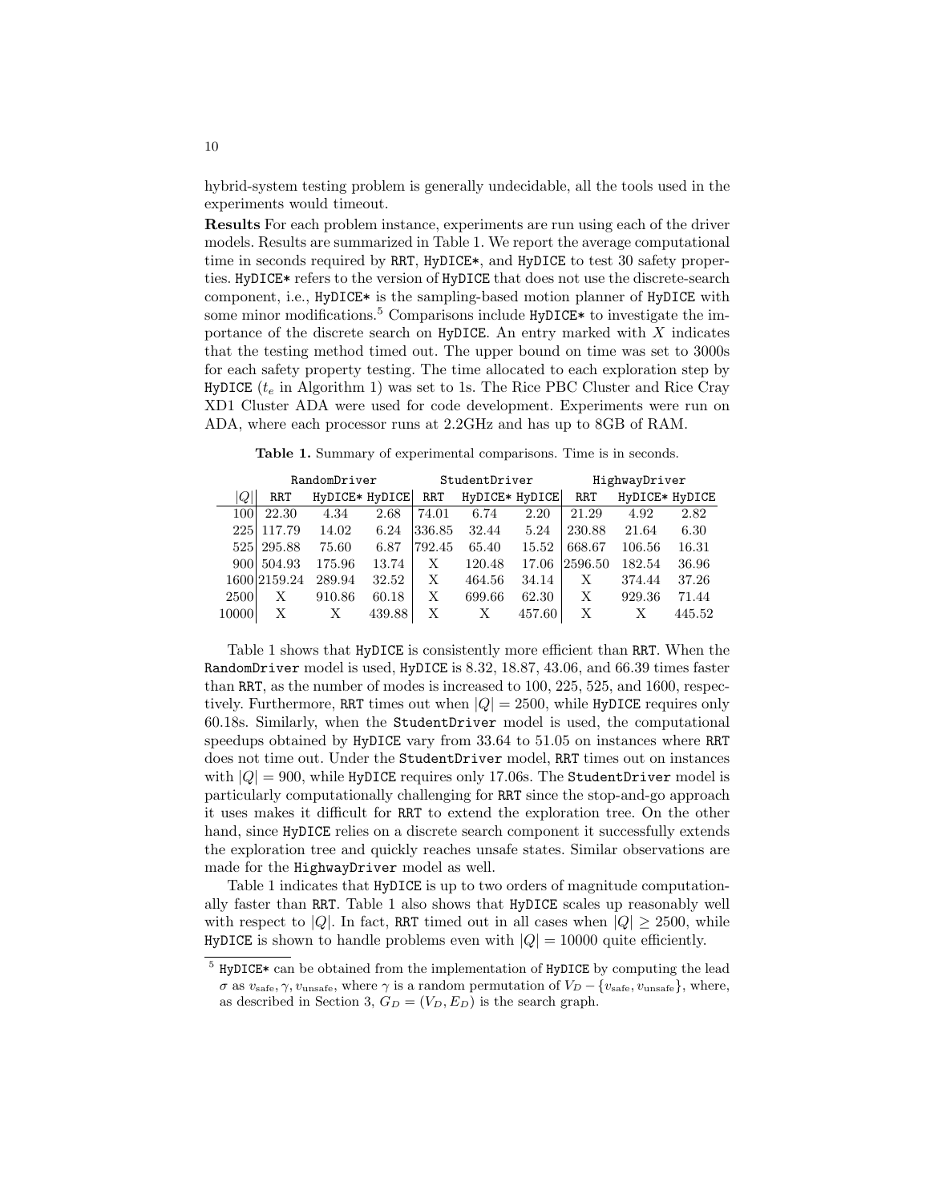hybrid-system testing problem is generally undecidable, all the tools used in the experiments would timeout.

**Results** For each problem instance, experiments are run using each of the driver models. Results are summarized in Table 1. We report the average computational time in seconds required by `RRT`, `HyDICE*`, and `HyDICE` to test 30 safety properties. `HyDICE*` refers to the version of `HyDICE` that does not use the discrete-search component, i.e., `HyDICE*` is the sampling-based motion planner of `HyDICE` with some minor modifications.[5] Comparisons include `HyDICE*` to investigate the importance of the discrete search on `HyDICE`. An entry marked with $X$ indicates that the testing method timed out. The upper bound on time was set to 3000s for each safety property testing. The time allocated to each exploration step by `HyDICE` ($t_e$ in Algorithm 1) was set to 1s. The Rice PBC Cluster and Rice Cray XD1 Cluster ADA were used for code development. Experiments were run on ADA, where each processor runs at 2.2GHz and has up to 8GB of RAM.

**Table 1.** Summary of experimental comparisons. Time is in seconds.

| | RandomDriver | | | StudentDriver | | | HighwayDriver | | |
|---|---|---|---|---|---|---|---|---|---|
| $\|Q\|$ | RRT | HyDICE* | HyDICE | RRT | HyDICE* | HyDICE | RRT | HyDICE* | HyDICE |
| 100 | 22.30 | 4.34 | 2.68 | 74.01 | 6.74 | 2.20 | 21.29 | 4.92 | 2.82 |
| 225 | 117.79 | 14.02 | 6.24 | 336.85 | 32.44 | 5.24 | 230.88 | 21.64 | 6.30 |
| 525 | 295.88 | 75.60 | 6.87 | 792.45 | 65.40 | 15.52 | 668.67 | 106.56 | 16.31 |
| 900 | 504.93 | 175.96 | 13.74 | X | 120.48 | 17.06 | 2596.50 | 182.54 | 36.96 |
| 1600 | 2159.24 | 289.94 | 32.52 | X | 464.56 | 34.14 | X | 374.44 | 37.26 |
| 2500 | X | 910.86 | 60.18 | X | 699.66 | 62.30 | X | 929.36 | 71.44 |
| 10000 | X | X | 439.88 | X | X | 457.60 | X | X | 445.52 |

Table 1 shows that `HyDICE` is consistently more efficient than `RRT`. When the `RandomDriver` model is used, `HyDICE` is 8.32, 18.87, 43.06, and 66.39 times faster than `RRT`, as the number of modes is increased to 100, 225, 525, and 1600, respectively. Furthermore, `RRT` times out when $|Q| = 2500$, while `HyDICE` requires only 60.18s. Similarly, when the `StudentDriver` model is used, the computational speedups obtained by `HyDICE` vary from 33.64 to 51.05 on instances where `RRT` does not time out. Under the `StudentDriver` model, `RRT` times out on instances with $|Q| = 900$, while `HyDICE` requires only 17.06s. The `StudentDriver` model is particularly computationally challenging for `RRT` since the stop-and-go approach it uses makes it difficult for `RRT` to extend the exploration tree. On the other hand, since `HyDICE` relies on a discrete search component it successfully extends the exploration tree and quickly reaches unsafe states. Similar observations are made for the `HighwayDriver` model as well.

Table 1 indicates that `HyDICE` is up to two orders of magnitude computationally faster than `RRT`. Table 1 also shows that `HyDICE` scales up reasonably well with respect to $|Q|$. In fact, `RRT` timed out in all cases when $|Q| \geq 2500$, while `HyDICE` is shown to handle problems even with $|Q| = 10000$ quite efficiently.

[5] `HyDICE*` can be obtained from the implementation of `HyDICE` by computing the lead $\sigma$ as $v_{\text{safe}}, \gamma, v_{\text{unsafe}}$, where $\gamma$ is a random permutation of $V_D - \{v_{\text{safe}}, v_{\text{unsafe}}\}$, where, as described in Section 3, $G_D = (V_D, E_D)$ is the search graph.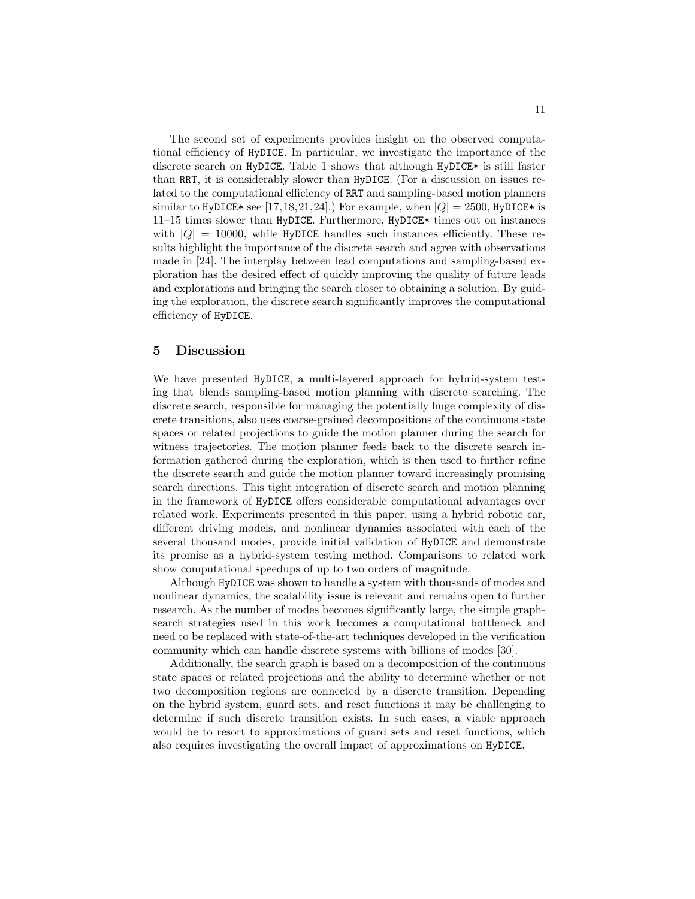The second set of experiments provides insight on the observed computational efficiency of HyDICE. In particular, we investigate the importance of the discrete search on HyDICE. Table 1 shows that although HyDICE* is still faster than RRT, it is considerably slower than HyDICE. (For a discussion on issues related to the computational efficiency of RRT and sampling-based motion planners similar to HyDICE* see [17,18,21,24].) For example, when $|Q| = 2500$, HyDICE* is 11–15 times slower than HyDICE. Furthermore, HyDICE* times out on instances with $|Q| = 10000$, while HyDICE handles such instances efficiently. These results highlight the importance of the discrete search and agree with observations made in [24]. The interplay between lead computations and sampling-based exploration has the desired effect of quickly improving the quality of future leads and explorations and bringing the search closer to obtaining a solution. By guiding the exploration, the discrete search significantly improves the computational efficiency of HyDICE.

## 5 Discussion

We have presented HyDICE, a multi-layered approach for hybrid-system testing that blends sampling-based motion planning with discrete searching. The discrete search, responsible for managing the potentially huge complexity of discrete transitions, also uses coarse-grained decompositions of the continuous state spaces or related projections to guide the motion planner during the search for witness trajectories. The motion planner feeds back to the discrete search information gathered during the exploration, which is then used to further refine the discrete search and guide the motion planner toward increasingly promising search directions. This tight integration of discrete search and motion planning in the framework of HyDICE offers considerable computational advantages over related work. Experiments presented in this paper, using a hybrid robotic car, different driving models, and nonlinear dynamics associated with each of the several thousand modes, provide initial validation of HyDICE and demonstrate its promise as a hybrid-system testing method. Comparisons to related work show computational speedups of up to two orders of magnitude.

Although HyDICE was shown to handle a system with thousands of modes and nonlinear dynamics, the scalability issue is relevant and remains open to further research. As the number of modes becomes significantly large, the simple graph-search strategies used in this work becomes a computational bottleneck and need to be replaced with state-of-the-art techniques developed in the verification community which can handle discrete systems with billions of modes [30].

Additionally, the search graph is based on a decomposition of the continuous state spaces or related projections and the ability to determine whether or not two decomposition regions are connected by a discrete transition. Depending on the hybrid system, guard sets, and reset functions it may be challenging to determine if such discrete transition exists. In such cases, a viable approach would be to resort to approximations of guard sets and reset functions, which also requires investigating the overall impact of approximations on HyDICE.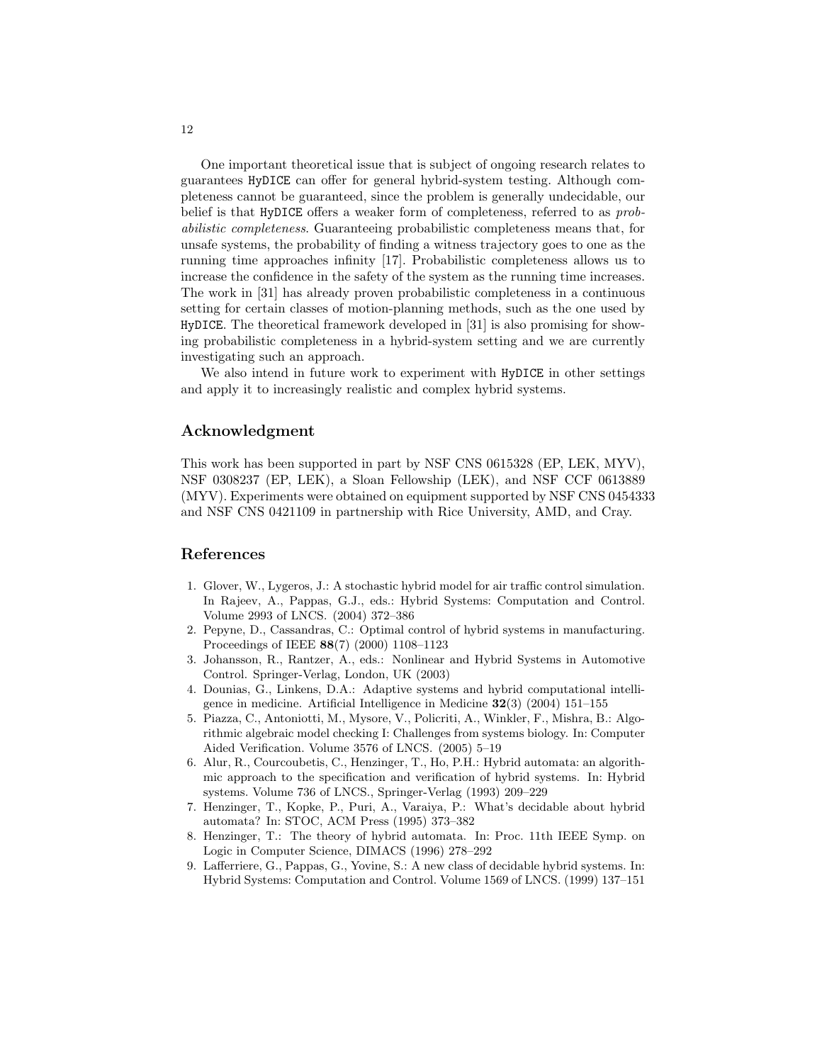One important theoretical issue that is subject of ongoing research relates to guarantees HyDICE can offer for general hybrid-system testing. Although completeness cannot be guaranteed, since the problem is generally undecidable, our belief is that HyDICE offers a weaker form of completeness, referred to as *probabilistic completeness*. Guaranteeing probabilistic completeness means that, for unsafe systems, the probability of finding a witness trajectory goes to one as the running time approaches infinity [17]. Probabilistic completeness allows us to increase the confidence in the safety of the system as the running time increases. The work in [31] has already proven probabilistic completeness in a continuous setting for certain classes of motion-planning methods, such as the one used by HyDICE. The theoretical framework developed in [31] is also promising for showing probabilistic completeness in a hybrid-system setting and we are currently investigating such an approach.

We also intend in future work to experiment with HyDICE in other settings and apply it to increasingly realistic and complex hybrid systems.

## Acknowledgment

This work has been supported in part by NSF CNS 0615328 (EP, LEK, MYV), NSF 0308237 (EP, LEK), a Sloan Fellowship (LEK), and NSF CCF 0613889 (MYV). Experiments were obtained on equipment supported by NSF CNS 0454333 and NSF CNS 0421109 in partnership with Rice University, AMD, and Cray.

## References

1. Glover, W., Lygeros, J.: A stochastic hybrid model for air traffic control simulation. In Rajeev, A., Pappas, G.J., eds.: Hybrid Systems: Computation and Control. Volume 2993 of LNCS. (2004) 372–386
2. Pepyne, D., Cassandras, C.: Optimal control of hybrid systems in manufacturing. Proceedings of IEEE **88**(7) (2000) 1108–1123
3. Johansson, R., Rantzer, A., eds.: Nonlinear and Hybrid Systems in Automotive Control. Springer-Verlag, London, UK (2003)
4. Dounias, G., Linkens, D.A.: Adaptive systems and hybrid computational intelligence in medicine. Artificial Intelligence in Medicine **32**(3) (2004) 151–155
5. Piazza, C., Antoniotti, M., Mysore, V., Policriti, A., Winkler, F., Mishra, B.: Algorithmic algebraic model checking I: Challenges from systems biology. In: Computer Aided Verification. Volume 3576 of LNCS. (2005) 5–19
6. Alur, R., Courcoubetis, C., Henzinger, T., Ho, P.H.: Hybrid automata: an algorithmic approach to the specification and verification of hybrid systems. In: Hybrid systems. Volume 736 of LNCS., Springer-Verlag (1993) 209–229
7. Henzinger, T., Kopke, P., Puri, A., Varaiya, P.: What's decidable about hybrid automata? In: STOC, ACM Press (1995) 373–382
8. Henzinger, T.: The theory of hybrid automata. In: Proc. 11th IEEE Symp. on Logic in Computer Science, DIMACS (1996) 278–292
9. Lafferriere, G., Pappas, G., Yovine, S.: A new class of decidable hybrid systems. In: Hybrid Systems: Computation and Control. Volume 1569 of LNCS. (1999) 137–151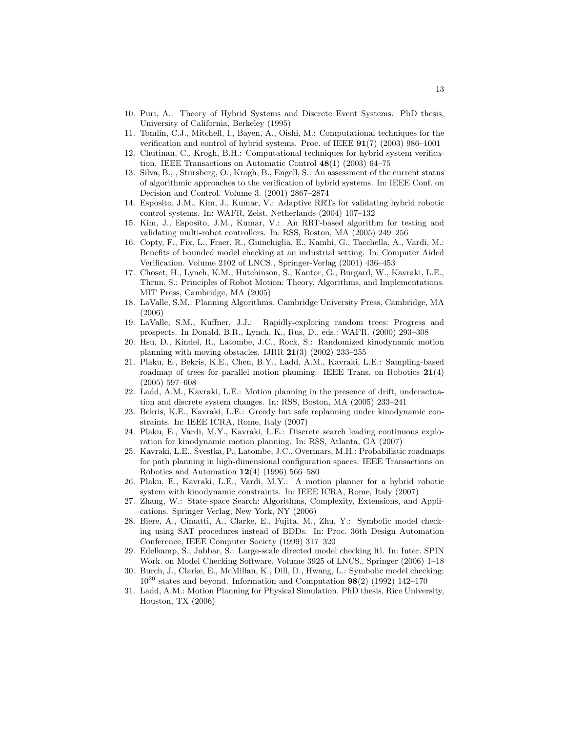10. Puri, A.: Theory of Hybrid Systems and Discrete Event Systems. PhD thesis, University of California, Berkeley (1995)
11. Tomlin, C.J., Mitchell, I., Bayen, A., Oishi, M.: Computational techniques for the verification and control of hybrid systems. Proc. of IEEE **91**(7) (2003) 986–1001
12. Chutinan, C., Krogh, B.H.: Computational techniques for hybrid system verification. IEEE Transactions on Automatic Control **48**(1) (2003) 64–75
13. Silva, B., , Stursberg, O., Krogh, B., Engell, S.: An assessment of the current status of algorithmic approaches to the verification of hybrid systems. In: IEEE Conf. on Decision and Control. Volume 3. (2001) 2867–2874
14. Esposito, J.M., Kim, J., Kumar, V.: Adaptive RRTs for validating hybrid robotic control systems. In: WAFR, Zeist, Netherlands (2004) 107–132
15. Kim, J., Esposito, J.M., Kumar, V.: An RRT-based algorithm for testing and validating multi-robot controllers. In: RSS, Boston, MA (2005) 249–256
16. Copty, F., Fix, L., Fraer, R., Giunchiglia, E., Kamhi, G., Tacchella, A., Vardi, M.: Benefits of bounded model checking at an industrial setting. In: Computer Aided Verification. Volume 2102 of LNCS., Springer-Verlag (2001) 436–453
17. Choset, H., Lynch, K.M., Hutchinson, S., Kantor, G., Burgard, W., Kavraki, L.E., Thrun, S.: Principles of Robot Motion: Theory, Algorithms, and Implementations. MIT Press, Cambridge, MA (2005)
18. LaValle, S.M.: Planning Algorithms. Cambridge University Press, Cambridge, MA (2006)
19. LaValle, S.M., Kuffner, J.J.: Rapidly-exploring random trees: Progress and prospects. In Donald, B.R., Lynch, K., Rus, D., eds.: WAFR. (2000) 293–308
20. Hsu, D., Kindel, R., Latombe, J.C., Rock, S.: Randomized kinodynamic motion planning with moving obstacles. IJRR **21**(3) (2002) 233–255
21. Plaku, E., Bekris, K.E., Chen, B.Y., Ladd, A.M., Kavraki, L.E.: Sampling-based roadmap of trees for parallel motion planning. IEEE Trans. on Robotics **21**(4) (2005) 597–608
22. Ladd, A.M., Kavraki, L.E.: Motion planning in the presence of drift, underactuation and discrete system changes. In: RSS, Boston, MA (2005) 233–241
23. Bekris, K.E., Kavraki, L.E.: Greedy but safe replanning under kinodynamic constraints. In: IEEE ICRA, Rome, Italy (2007)
24. Plaku, E., Vardi, M.Y., Kavraki, L.E.: Discrete search leading continuous exploration for kinodynamic motion planning. In: RSS, Atlanta, GA (2007)
25. Kavraki, L.E., Švestka, P., Latombe, J.C., Overmars, M.H.: Probabilistic roadmaps for path planning in high-dimensional configuration spaces. IEEE Transactions on Robotics and Automation **12**(4) (1996) 566–580
26. Plaku, E., Kavraki, L.E., Vardi, M.Y.: A motion planner for a hybrid robotic system with kinodynamic constraints. In: IEEE ICRA, Rome, Italy (2007)
27. Zhang, W.: State-space Search: Algorithms, Complexity, Extensions, and Applications. Springer Verlag, New York, NY (2006)
28. Biere, A., Cimatti, A., Clarke, E., Fujita, M., Zhu, Y.: Symbolic model checking using SAT procedures instead of BDDs. In: Proc. 36th Design Automation Conference, IEEE Computer Society (1999) 317–320
29. Edelkamp, S., Jabbar, S.: Large-scale directed model checking ltl. In: Inter. SPIN Work. on Model Checking Software. Volume 3925 of LNCS., Springer (2006) 1–18
30. Burch, J., Clarke, E., McMillan, K., Dill, D., Hwang, L.: Symbolic model checking: $10^{20}$ states and beyond. Information and Computation **98**(2) (1992) 142–170
31. Ladd, A.M.: Motion Planning for Physical Simulation. PhD thesis, Rice University, Houston, TX (2006)